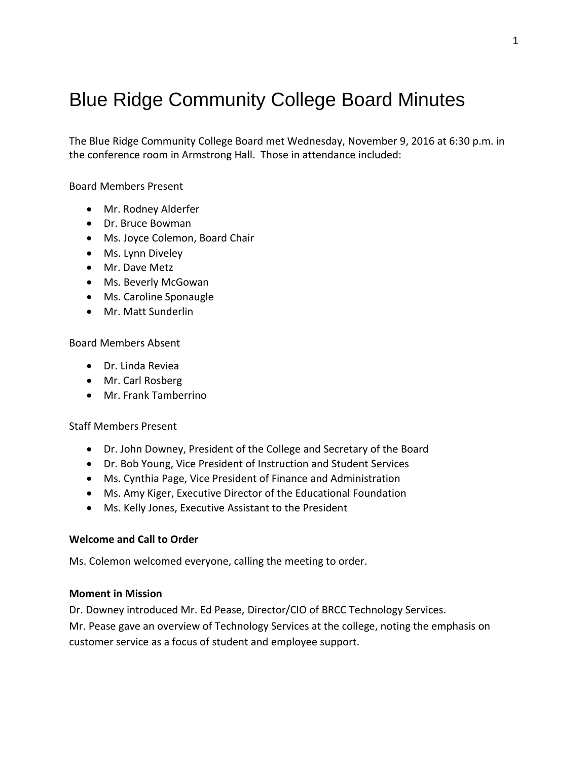# Blue Ridge Community College Board Minutes

The Blue Ridge Community College Board met Wednesday, November 9, 2016 at 6:30 p.m. in the conference room in Armstrong Hall. Those in attendance included:

Board Members Present

- Mr. Rodney Alderfer
- Dr. Bruce Bowman
- Ms. Joyce Colemon, Board Chair
- Ms. Lynn Diveley
- Mr. Dave Metz
- Ms. Beverly McGowan
- Ms. Caroline Sponaugle
- Mr. Matt Sunderlin

Board Members Absent

- Dr. Linda Reviea
- Mr. Carl Rosberg
- Mr. Frank Tamberrino

Staff Members Present

- Dr. John Downey, President of the College and Secretary of the Board
- Dr. Bob Young, Vice President of Instruction and Student Services
- Ms. Cynthia Page, Vice President of Finance and Administration
- Ms. Amy Kiger, Executive Director of the Educational Foundation
- Ms. Kelly Jones, Executive Assistant to the President

**Welcome and Call to Order**

Ms. Colemon welcomed everyone, calling the meeting to order.

**Moment in Mission**

Dr. Downey introduced Mr. Ed Pease, Director/CIO of BRCC Technology Services.
Mr. Pease gave an overview of Technology Services at the college, noting the emphasis on customer service as a focus of student and employee support.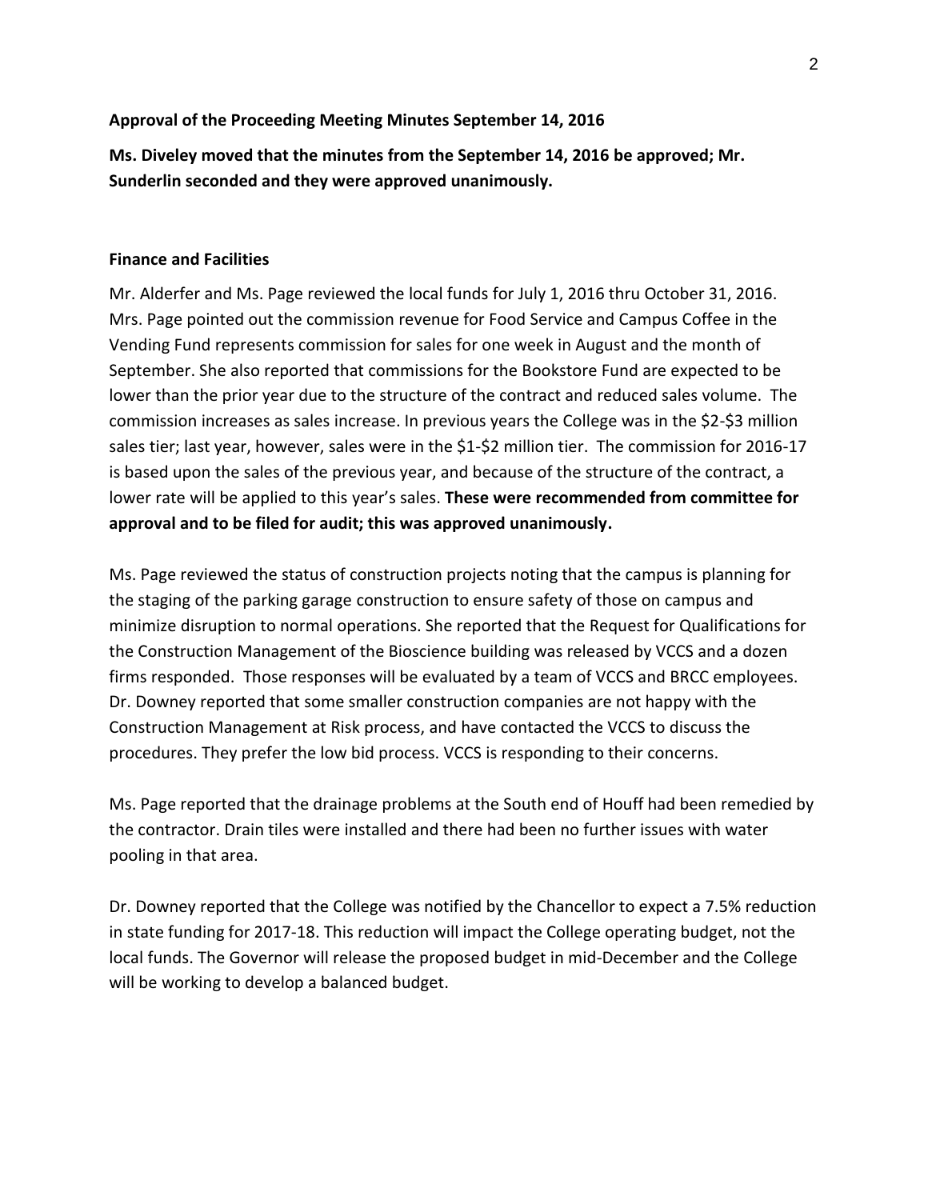**Approval of the Proceeding Meeting Minutes September 14, 2016**

**Ms. Diveley moved that the minutes from the September 14, 2016 be approved; Mr. Sunderlin seconded and they were approved unanimously.**

**Finance and Facilities**

Mr. Alderfer and Ms. Page reviewed the local funds for July 1, 2016 thru October 31, 2016. Mrs. Page pointed out the commission revenue for Food Service and Campus Coffee in the Vending Fund represents commission for sales for one week in August and the month of September. She also reported that commissions for the Bookstore Fund are expected to be lower than the prior year due to the structure of the contract and reduced sales volume. The commission increases as sales increase. In previous years the College was in the $2-$3 million sales tier; last year, however, sales were in the $1-$2 million tier. The commission for 2016-17 is based upon the sales of the previous year, and because of the structure of the contract, a lower rate will be applied to this year's sales. **These were recommended from committee for approval and to be filed for audit; this was approved unanimously.**

Ms. Page reviewed the status of construction projects noting that the campus is planning for the staging of the parking garage construction to ensure safety of those on campus and minimize disruption to normal operations. She reported that the Request for Qualifications for the Construction Management of the Bioscience building was released by VCCS and a dozen firms responded. Those responses will be evaluated by a team of VCCS and BRCC employees. Dr. Downey reported that some smaller construction companies are not happy with the Construction Management at Risk process, and have contacted the VCCS to discuss the procedures. They prefer the low bid process. VCCS is responding to their concerns.

Ms. Page reported that the drainage problems at the South end of Houff had been remedied by the contractor. Drain tiles were installed and there had been no further issues with water pooling in that area.

Dr. Downey reported that the College was notified by the Chancellor to expect a 7.5% reduction in state funding for 2017-18. This reduction will impact the College operating budget, not the local funds. The Governor will release the proposed budget in mid-December and the College will be working to develop a balanced budget.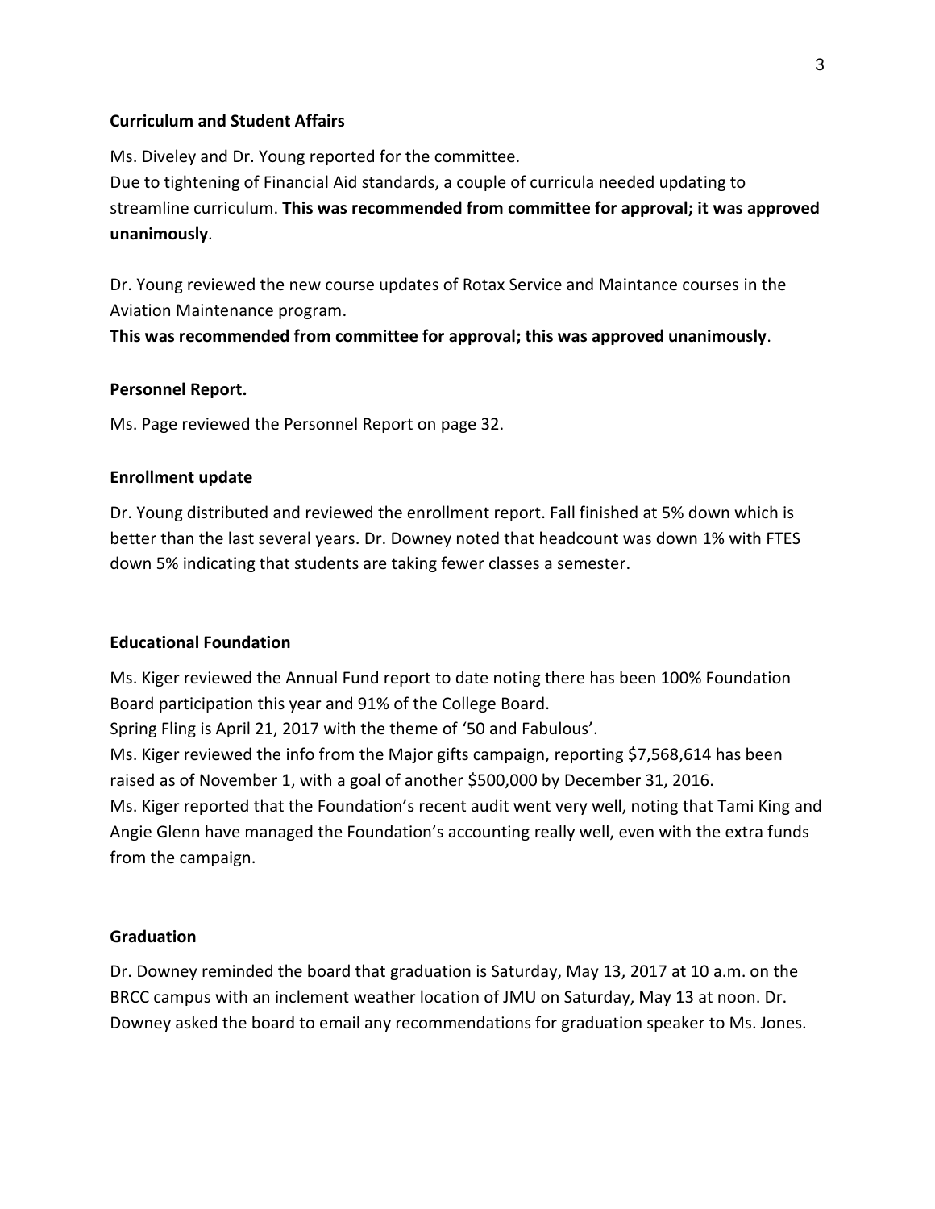**Curriculum and Student Affairs**

Ms. Diveley and Dr. Young reported for the committee.
Due to tightening of Financial Aid standards, a couple of curricula needed updating to streamline curriculum. **This was recommended from committee for approval; it was approved unanimously**.

Dr. Young reviewed the new course updates of Rotax Service and Maintance courses in the Aviation Maintenance program.
**This was recommended from committee for approval; this was approved unanimously**.

**Personnel Report.**

Ms. Page reviewed the Personnel Report on page 32.

**Enrollment update**

Dr. Young distributed and reviewed the enrollment report. Fall finished at 5% down which is better than the last several years. Dr. Downey noted that headcount was down 1% with FTES down 5% indicating that students are taking fewer classes a semester.

**Educational Foundation**

Ms. Kiger reviewed the Annual Fund report to date noting there has been 100% Foundation Board participation this year and 91% of the College Board.
Spring Fling is April 21, 2017 with the theme of '50 and Fabulous'.
Ms. Kiger reviewed the info from the Major gifts campaign, reporting $7,568,614 has been raised as of November 1, with a goal of another $500,000 by December 31, 2016.
Ms. Kiger reported that the Foundation's recent audit went very well, noting that Tami King and Angie Glenn have managed the Foundation's accounting really well, even with the extra funds from the campaign.

**Graduation**

Dr. Downey reminded the board that graduation is Saturday, May 13, 2017 at 10 a.m. on the BRCC campus with an inclement weather location of JMU on Saturday, May 13 at noon. Dr. Downey asked the board to email any recommendations for graduation speaker to Ms. Jones.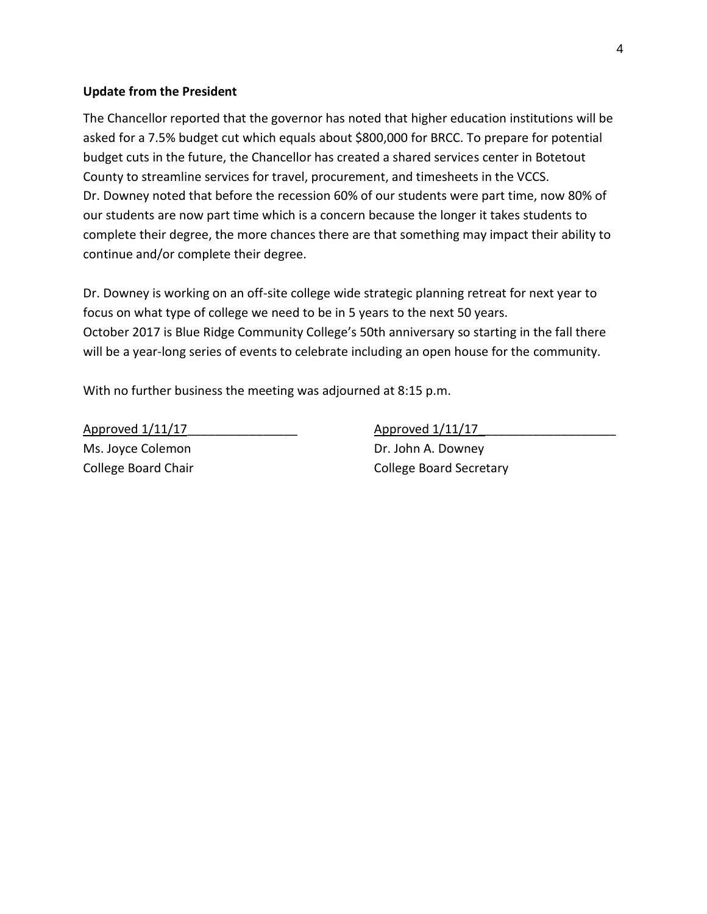**Update from the President**

The Chancellor reported that the governor has noted that higher education institutions will be asked for a 7.5% budget cut which equals about $800,000 for BRCC. To prepare for potential budget cuts in the future, the Chancellor has created a shared services center in Botetout County to streamline services for travel, procurement, and timesheets in the VCCS.
Dr. Downey noted that before the recession 60% of our students were part time, now 80% of our students are now part time which is a concern because the longer it takes students to complete their degree, the more chances there are that something may impact their ability to continue and/or complete their degree.

Dr. Downey is working on an off-site college wide strategic planning retreat for next year to focus on what type of college we need to be in 5 years to the next 50 years.
October 2017 is Blue Ridge Community College's 50th anniversary so starting in the fall there will be a year-long series of events to celebrate including an open house for the community.

With no further business the meeting was adjourned at 8:15 p.m.

Approved 1/11/17________________
Ms. Joyce Colemon
College Board Chair

Approved 1/11/17___________________
Dr. John A. Downey
College Board Secretary